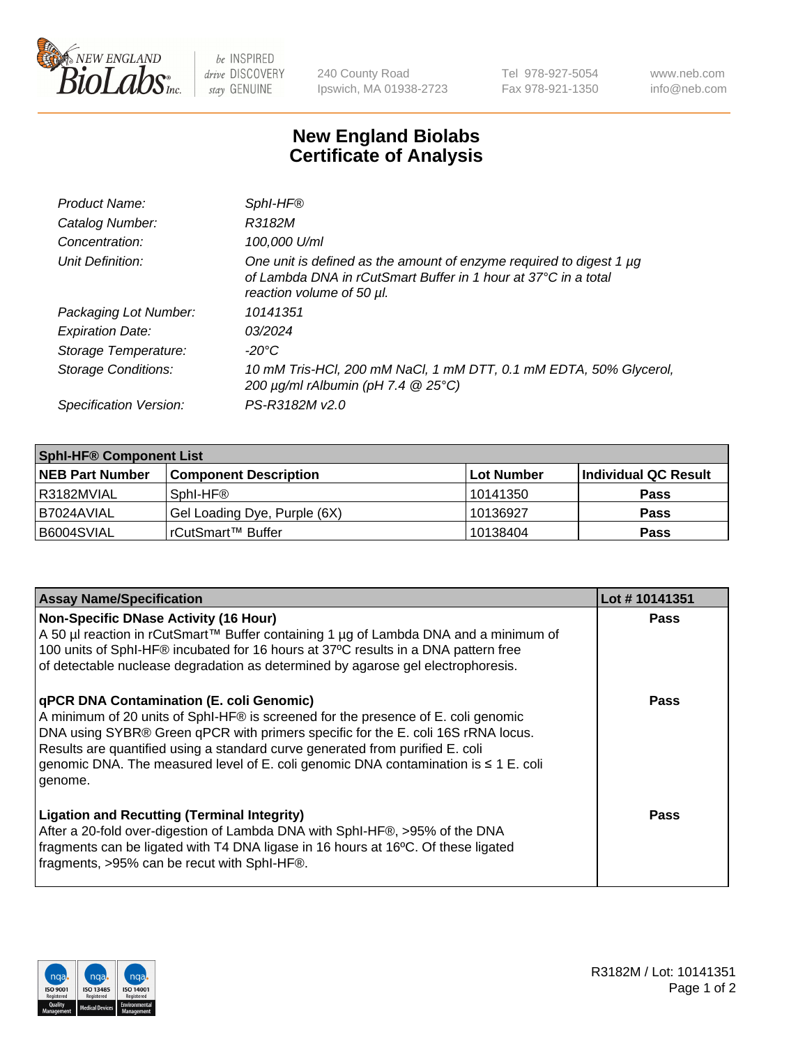NEW ENGLAND BioLabs Inc.

be INSPIRED drive DISCOVERY stay GENUINE

240 County Road
Ipswich, MA 01938-2723

Tel 978-927-5054
Fax 978-921-1350

www.neb.com
info@neb.com

# New England Biolabs
# Certificate of Analysis

| | |
|---|---|
| *Product Name:* | *SphI-HF®* |
| *Catalog Number:* | *R3182M* |
| *Concentration:* | *100,000 U/ml* |
| *Unit Definition:* | *One unit is defined as the amount of enzyme required to digest 1 µg of Lambda DNA in rCutSmart Buffer in 1 hour at 37°C in a total reaction volume of 50 µl.* |
| *Packaging Lot Number:* | *10141351* |
| *Expiration Date:* | *03/2024* |
| *Storage Temperature:* | *-20°C* |
| *Storage Conditions:* | *10 mM Tris-HCl, 200 mM NaCl, 1 mM DTT, 0.1 mM EDTA, 50% Glycerol, 200 µg/ml rAlbumin (pH 7.4 @ 25°C)* |
| *Specification Version:* | *PS-R3182M v2.0* |

| **SphI-HF® Component List** | | | |
|---|---|---|---|
| **NEB Part Number** | **Component Description** | **Lot Number** | **Individual QC Result** |
| R3182MVIAL | SphI-HF® | 10141350 | **Pass** |
| B7024AVIAL | Gel Loading Dye, Purple (6X) | 10136927 | **Pass** |
| B6004SVIAL | rCutSmart™ Buffer | 10138404 | **Pass** |

| **Assay Name/Specification** | **Lot # 10141351** |
|---|---|
| **Non-Specific DNase Activity (16 Hour)**<br>A 50 µl reaction in rCutSmart™ Buffer containing 1 µg of Lambda DNA and a minimum of 100 units of SphI-HF® incubated for 16 hours at 37ºC results in a DNA pattern free of detectable nuclease degradation as determined by agarose gel electrophoresis. | **Pass** |
| **qPCR DNA Contamination (E. coli Genomic)**<br>A minimum of 20 units of SphI-HF® is screened for the presence of E. coli genomic DNA using SYBR® Green qPCR with primers specific for the E. coli 16S rRNA locus. Results are quantified using a standard curve generated from purified E. coli genomic DNA. The measured level of E. coli genomic DNA contamination is ≤ 1 E. coli genome. | **Pass** |
| **Ligation and Recutting (Terminal Integrity)**<br>After a 20-fold over-digestion of Lambda DNA with SphI-HF®, >95% of the DNA fragments can be ligated with T4 DNA ligase in 16 hours at 16ºC. Of these ligated fragments, >95% can be recut with SphI-HF®. | **Pass** |

R3182M / Lot: 10141351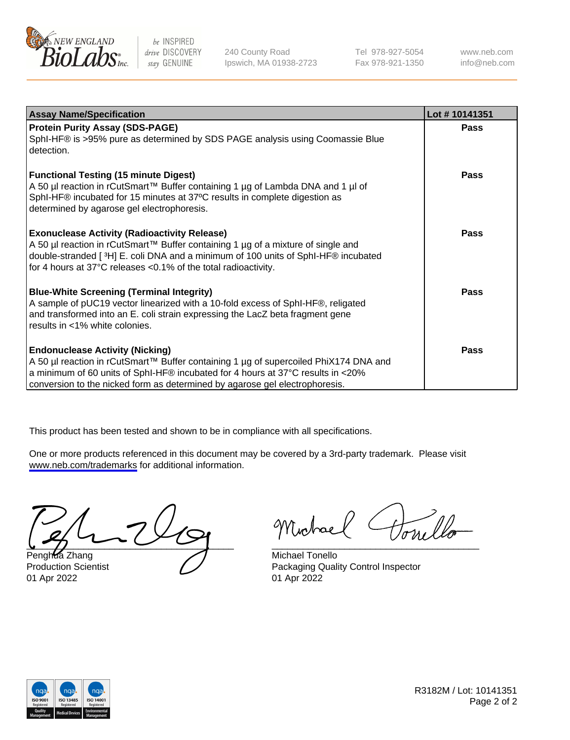| Assay Name/Specification | Lot # 10141351 |
| --- | --- |
| **Protein Purity Assay (SDS-PAGE)**<br>SphI-HF® is >95% pure as determined by SDS PAGE analysis using Coomassie Blue detection. | **Pass** |
| **Functional Testing (15 minute Digest)**<br>A 50 µl reaction in rCutSmart™ Buffer containing 1 µg of Lambda DNA and 1 µl of SphI-HF® incubated for 15 minutes at 37ºC results in complete digestion as determined by agarose gel electrophoresis. | **Pass** |
| **Exonuclease Activity (Radioactivity Release)**<br>A 50 µl reaction in rCutSmart™ Buffer containing 1 µg of a mixture of single and double-stranded [ $^3$H] E. coli DNA and a minimum of 100 units of SphI-HF® incubated for 4 hours at 37°C releases <0.1% of the total radioactivity. | **Pass** |
| **Blue-White Screening (Terminal Integrity)**<br>A sample of pUC19 vector linearized with a 10-fold excess of SphI-HF®, religated and transformed into an E. coli strain expressing the LacZ beta fragment gene results in <1% white colonies. | **Pass** |
| **Endonuclease Activity (Nicking)**<br>A 50 µl reaction in rCutSmart™ Buffer containing 1 µg of supercoiled PhiX174 DNA and a minimum of 60 units of SphI-HF® incubated for 4 hours at 37°C results in <20% conversion to the nicked form as determined by agarose gel electrophoresis. | **Pass** |

This product has been tested and shown to be in compliance with all specifications.

One or more products referenced in this document may be covered by a 3rd-party trademark. Please visit www.neb.com/trademarks for additional information.

Penghua Zhang
Production Scientist
01 Apr 2022

Michael Tonello
Packaging Quality Control Inspector
01 Apr 2022

R3182M / Lot: 10141351